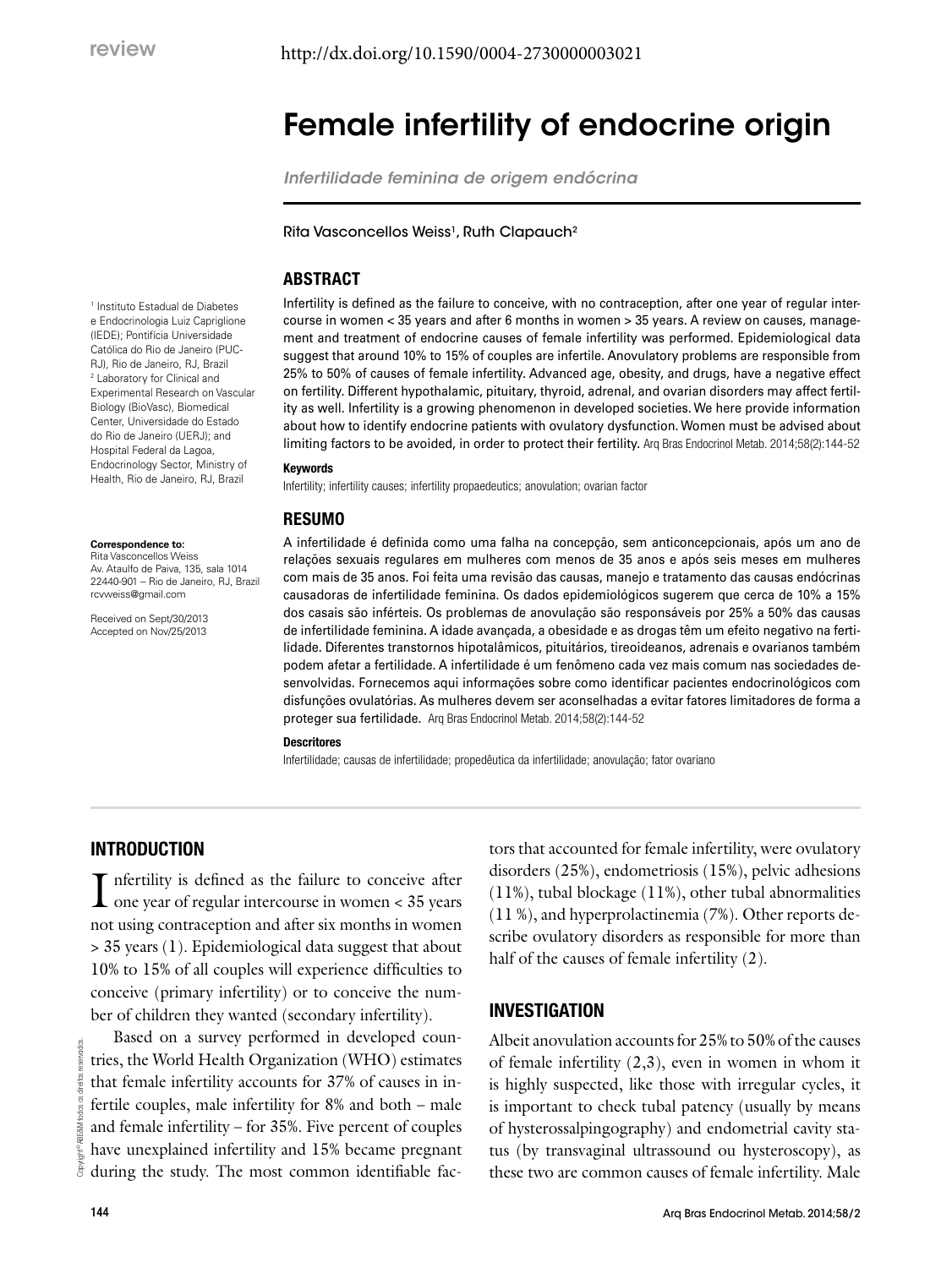review

http://dx.doi.org/10.1590/0004-2730000003021

# Female infertility of endocrine origin

*Infertilidade feminina de origem endócrina*

Rita Vasconcellos Weiss[1], Ruth Clapauch[2]

[1] Instituto Estadual de Diabetes e Endocrinologia Luiz Capriglione (IEDE); Pontifícia Universidade Católica do Rio de Janeiro (PUC-RJ), Rio de Janeiro, RJ, Brazil
[2] Laboratory for Clinical and Experimental Research on Vascular Biology (BioVasc), Biomedical Center, Universidade do Estado do Rio de Janeiro (UERJ); and Hospital Federal da Lagoa, Endocrinology Sector, Ministry of Health, Rio de Janeiro, RJ, Brazil

**Correspondence to:**
Rita Vasconcellos Weiss
Av. Ataulfo de Paiva, 135, sala 1014
22440-901 – Rio de Janeiro, RJ, Brazil
rcvweiss@gmail.com

Received on Sept/30/2013
Accepted on Nov/25/2013

## ABSTRACT

Infertility is defined as the failure to conceive, with no contraception, after one year of regular intercourse in women < 35 years and after 6 months in women > 35 years. A review on causes, management and treatment of endocrine causes of female infertility was performed. Epidemiological data suggest that around 10% to 15% of couples are infertile. Anovulatory problems are responsible from 25% to 50% of causes of female infertility. Advanced age, obesity, and drugs, have a negative effect on fertility. Different hypothalamic, pituitary, thyroid, adrenal, and ovarian disorders may affect fertility as well. Infertility is a growing phenomenon in developed societies. We here provide information about how to identify endocrine patients with ovulatory dysfunction. Women must be advised about limiting factors to be avoided, in order to protect their fertility. Arq Bras Endocrinol Metab. 2014;58(2):144-52

**Keywords**

Infertility; infertility causes; infertility propaedeutics; anovulation; ovarian factor

## RESUMO

A infertilidade é definida como uma falha na concepção, sem anticoncepcionais, após um ano de relações sexuais regulares em mulheres com menos de 35 anos e após seis meses em mulheres com mais de 35 anos. Foi feita uma revisão das causas, manejo e tratamento das causas endócrinas causadoras de infertilidade feminina. Os dados epidemiológicos sugerem que cerca de 10% a 15% dos casais são inférteis. Os problemas de anovulação são responsáveis por 25% a 50% das causas de infertilidade feminina. A idade avançada, a obesidade e as drogas têm um efeito negativo na fertilidade. Diferentes transtornos hipotalâmicos, pituitários, tireoideanos, adrenais e ovarianos também podem afetar a fertilidade. A infertilidade é um fenômeno cada vez mais comum nas sociedades desenvolvidas. Fornecemos aqui informações sobre como identificar pacientes endocrinológicos com disfunções ovulatórias. As mulheres devem ser aconselhadas a evitar fatores limitadores de forma a proteger sua fertilidade. Arq Bras Endocrinol Metab. 2014;58(2):144-52

**Descritores**

Infertilidade; causas de infertilidade; propedêutica da infertilidade; anovulação; fator ovariano

## INTRODUCTION

Infertility is defined as the failure to conceive after one year of regular intercourse in women < 35 years not using contraception and after six months in women > 35 years (1). Epidemiological data suggest that about 10% to 15% of all couples will experience difficulties to conceive (primary infertility) or to conceive the number of children they wanted (secondary infertility).

Based on a survey performed in developed countries, the World Health Organization (WHO) estimates that female infertility accounts for 37% of causes in infertile couples, male infertility for 8% and both – male and female infertility – for 35%. Five percent of couples have unexplained infertility and 15% became pregnant during the study. The most common identifiable factors that accounted for female infertility, were ovulatory disorders (25%), endometriosis (15%), pelvic adhesions (11%), tubal blockage (11%), other tubal abnormalities (11 %), and hyperprolactinemia (7%). Other reports describe ovulatory disorders as responsible for more than half of the causes of female infertility (2).

## INVESTIGATION

Albeit anovulation accounts for 25% to 50% of the causes of female infertility (2,3), even in women in whom it is highly suspected, like those with irregular cycles, it is important to check tubal patency (usually by means of hysterossalpingography) and endometrial cavity status (by transvaginal ultrassound ou hysteroscopy), as these two are common causes of female infertility. Male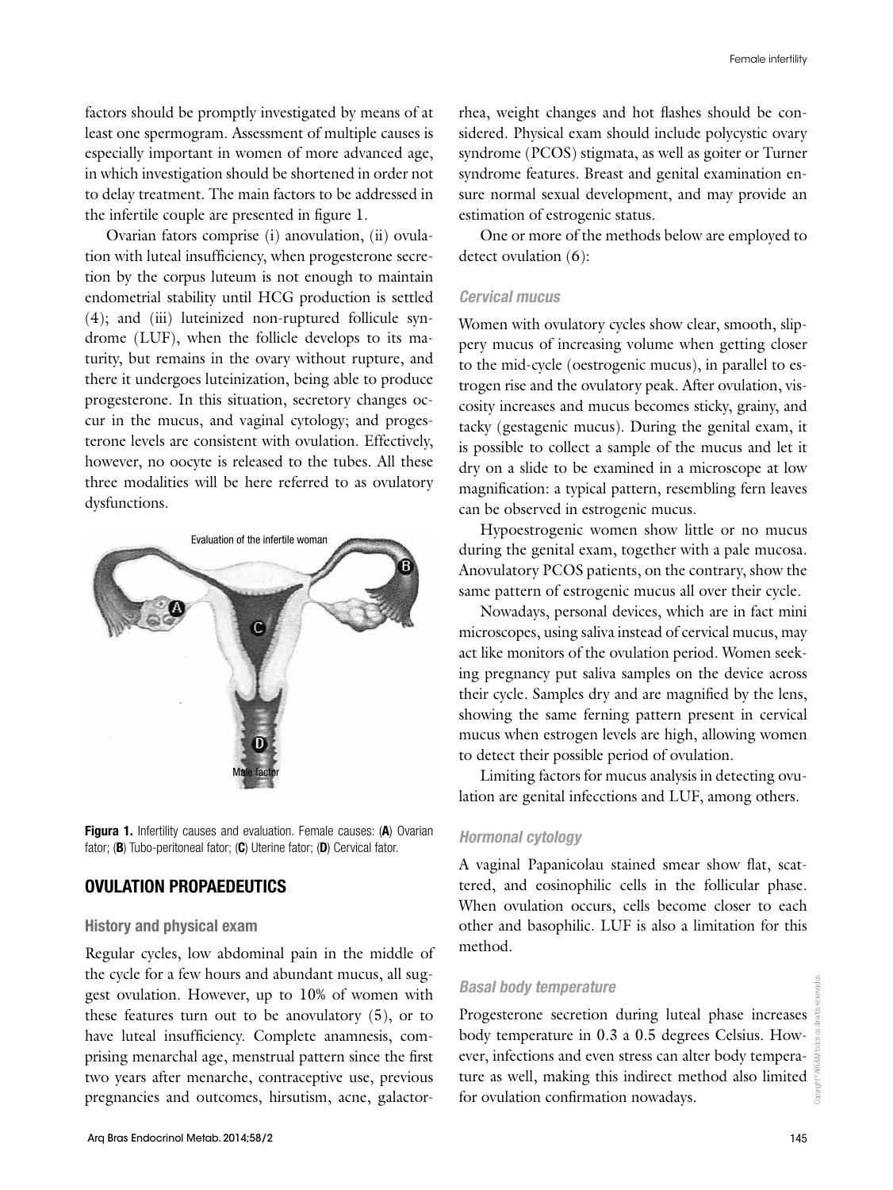factors should be promptly investigated by means of at least one spermogram. Assessment of multiple causes is especially important in women of more advanced age, in which investigation should be shortened in order not to delay treatment. The main factors to be addressed in the infertile couple are presented in figure 1.

Ovarian fators comprise (i) anovulation, (ii) ovulation with luteal insufficiency, when progesterone secretion by the corpus luteum is not enough to maintain endometrial stability until HCG production is settled (4); and (iii) luteinized non-ruptured follicule syndrome (LUF), when the follicle develops to its maturity, but remains in the ovary without rupture, and there it undergoes luteinization, being able to produce progesterone. In this situation, secretory changes occur in the mucus, and vaginal cytology; and progesterone levels are consistent with ovulation. Effectively, however, no oocyte is released to the tubes. All these three modalities will be here referred to as ovulatory dysfunctions.

Evaluation of the infertile woman

A

B

C

D

Male factor

**Figura 1.** Infertility causes and evaluation. Female causes: (**A**) Ovarian fator; (**B**) Tubo-peritoneal fator; (**C**) Uterine fator; (**D**) Cervical fator.

## OVULATION PROPAEDEUTICS

### History and physical exam

Regular cycles, low abdominal pain in the middle of the cycle for a few hours and abundant mucus, all suggest ovulation. However, up to 10% of women with these features turn out to be anovulatory (5), or to have luteal insufficiency. Complete anamnesis, comprising menarchal age, menstrual pattern since the first two years after menarche, contraceptive use, previous pregnancies and outcomes, hirsutism, acne, galactorrhea, weight changes and hot flashes should be considered. Physical exam should include polycystic ovary syndrome (PCOS) stigmata, as well as goiter or Turner syndrome features. Breast and genital examination ensure normal sexual development, and may provide an estimation of estrogenic status.

One or more of the methods below are employed to detect ovulation (6):

#### *Cervical mucus*

Women with ovulatory cycles show clear, smooth, slippery mucus of increasing volume when getting closer to the mid-cycle (oestrogenic mucus), in parallel to estrogen rise and the ovulatory peak. After ovulation, viscosity increases and mucus becomes sticky, grainy, and tacky (gestagenic mucus). During the genital exam, it is possible to collect a sample of the mucus and let it dry on a slide to be examined in a microscope at low magnification: a typical pattern, resembling fern leaves can be observed in estrogenic mucus.

Hypoestrogenic women show little or no mucus during the genital exam, together with a pale mucosa. Anovulatory PCOS patients, on the contrary, show the same pattern of estrogenic mucus all over their cycle.

Nowadays, personal devices, which are in fact mini microscopes, using saliva instead of cervical mucus, may act like monitors of the ovulation period. Women seeking pregnancy put saliva samples on the device across their cycle. Samples dry and are magnified by the lens, showing the same ferning pattern present in cervical mucus when estrogen levels are high, allowing women to detect their possible period of ovulation.

Limiting factors for mucus analysis in detecting ovulation are genital infecctions and LUF, among others.

#### *Hormonal cytology*

A vaginal Papanicolau stained smear show flat, scattered, and eosinophilic cells in the follicular phase. When ovulation occurs, cells become closer to each other and basophilic. LUF is also a limitation for this method.

#### *Basal body temperature*

Progesterone secretion during luteal phase increases body temperature in 0.3 a 0.5 degrees Celsius. However, infections and even stress can alter body temperature as well, making this indirect method also limited for ovulation confirmation nowadays.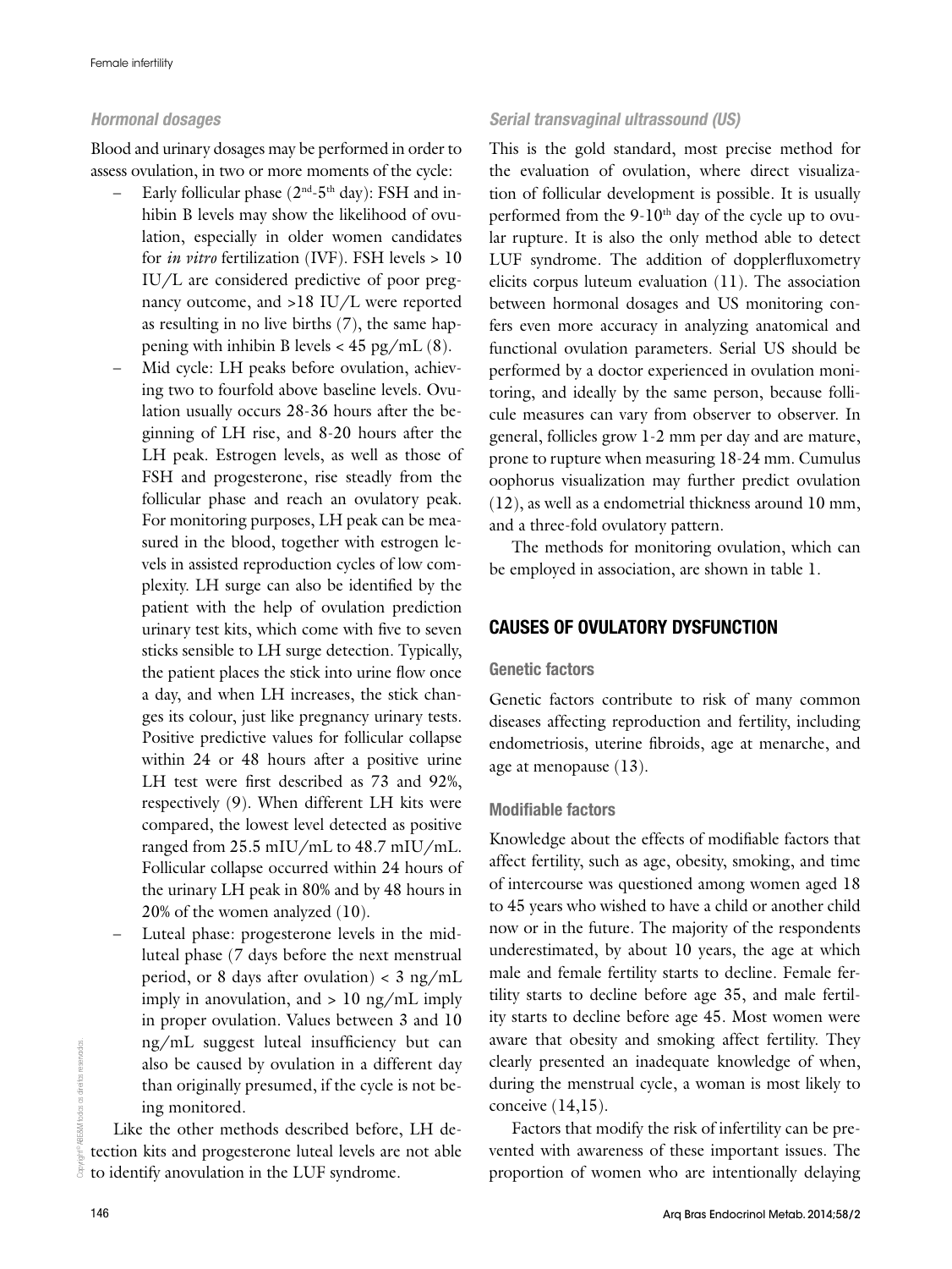### *Hormonal dosages*

Blood and urinary dosages may be performed in order to assess ovulation, in two or more moments of the cycle:

- Early follicular phase (2[nd]-5[th] day): FSH and inhibin B levels may show the likelihood of ovulation, especially in older women candidates for *in vitro* fertilization (IVF). FSH levels > 10 IU/L are considered predictive of poor pregnancy outcome, and >18 IU/L were reported as resulting in no live births (7), the same happening with inhibin B levels < 45 pg/mL (8).
- Mid cycle: LH peaks before ovulation, achieving two to fourfold above baseline levels. Ovulation usually occurs 28-36 hours after the beginning of LH rise, and 8-20 hours after the LH peak. Estrogen levels, as well as those of FSH and progesterone, rise steadly from the follicular phase and reach an ovulatory peak. For monitoring purposes, LH peak can be measured in the blood, together with estrogen levels in assisted reproduction cycles of low complexity. LH surge can also be identified by the patient with the help of ovulation prediction urinary test kits, which come with five to seven sticks sensible to LH surge detection. Typically, the patient places the stick into urine flow once a day, and when LH increases, the stick changes its colour, just like pregnancy urinary tests. Positive predictive values for follicular collapse within 24 or 48 hours after a positive urine LH test were first described as 73 and 92%, respectively (9). When different LH kits were compared, the lowest level detected as positive ranged from 25.5 mIU/mL to 48.7 mIU/mL. Follicular collapse occurred within 24 hours of the urinary LH peak in 80% and by 48 hours in 20% of the women analyzed (10).
- Luteal phase: progesterone levels in the midluteal phase (7 days before the next menstrual period, or 8 days after ovulation) < 3 ng/mL imply in anovulation, and > 10 ng/mL imply in proper ovulation. Values between 3 and 10 ng/mL suggest luteal insufficiency but can also be caused by ovulation in a different day than originally presumed, if the cycle is not being monitored.

Like the other methods described before, LH detection kits and progesterone luteal levels are not able to identify anovulation in the LUF syndrome.

### *Serial transvaginal ultrassound (US)*

This is the gold standard, most precise method for the evaluation of ovulation, where direct visualization of follicular development is possible. It is usually performed from the 9-10[th] day of the cycle up to ovular rupture. It is also the only method able to detect LUF syndrome. The addition of dopplerfluxometry elicits corpus luteum evaluation (11). The association between hormonal dosages and US monitoring confers even more accuracy in analyzing anatomical and functional ovulation parameters. Serial US should be performed by a doctor experienced in ovulation monitoring, and ideally by the same person, because follicule measures can vary from observer to observer. In general, follicles grow 1-2 mm per day and are mature, prone to rupture when measuring 18-24 mm. Cumulus oophorus visualization may further predict ovulation (12), as well as a endometrial thickness around 10 mm, and a three-fold ovulatory pattern.

The methods for monitoring ovulation, which can be employed in association, are shown in table 1.

## CAUSES OF OVULATORY DYSFUNCTION

### Genetic factors

Genetic factors contribute to risk of many common diseases affecting reproduction and fertility, including endometriosis, uterine fibroids, age at menarche, and age at menopause (13).

### Modifiable factors

Knowledge about the effects of modifiable factors that affect fertility, such as age, obesity, smoking, and time of intercourse was questioned among women aged 18 to 45 years who wished to have a child or another child now or in the future. The majority of the respondents underestimated, by about 10 years, the age at which male and female fertility starts to decline. Female fertility starts to decline before age 35, and male fertility starts to decline before age 45. Most women were aware that obesity and smoking affect fertility. They clearly presented an inadequate knowledge of when, during the menstrual cycle, a woman is most likely to conceive (14,15).

Factors that modify the risk of infertility can be prevented with awareness of these important issues. The proportion of women who are intentionally delaying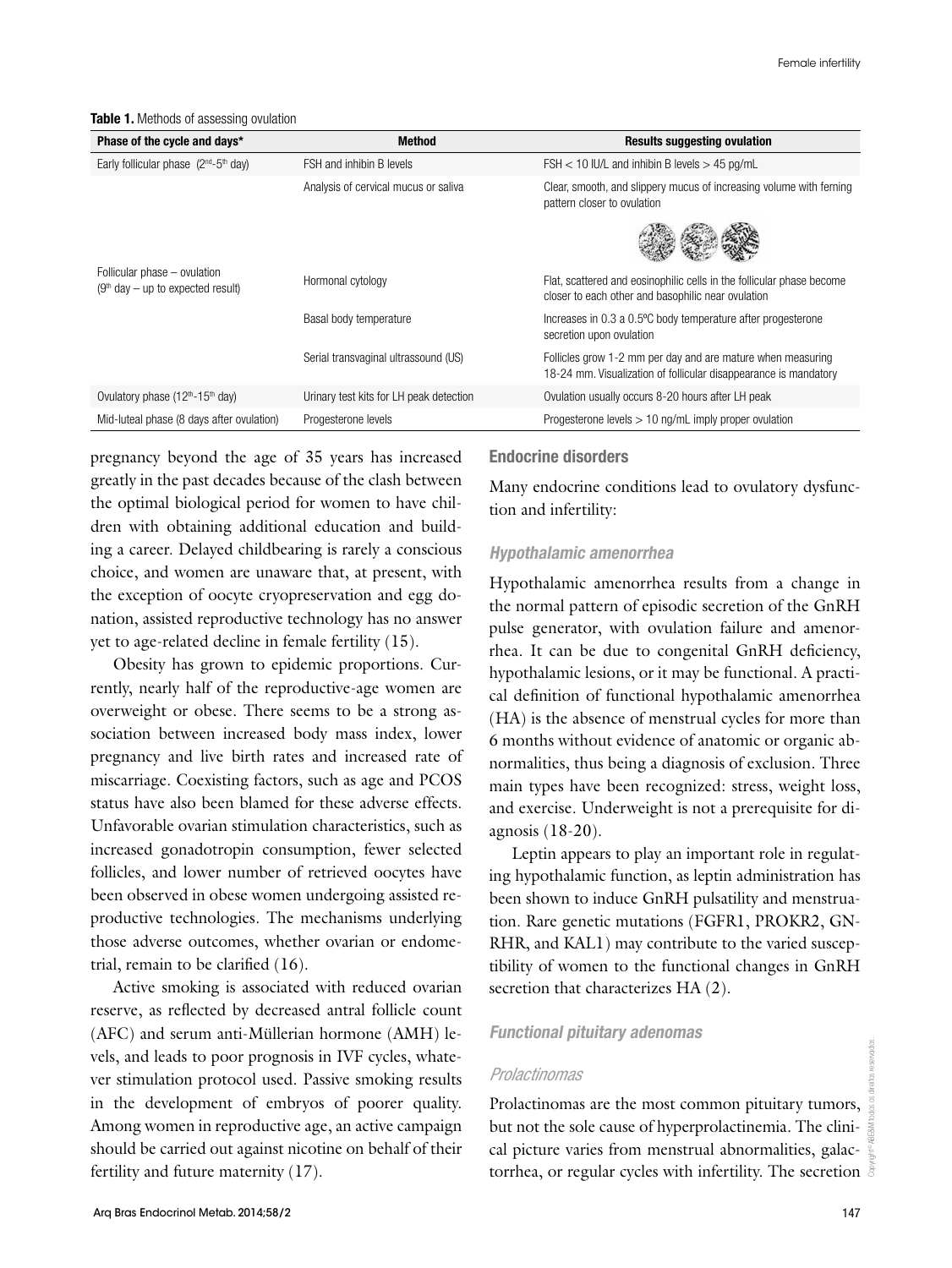**Table 1.** Methods of assessing ovulation

| Phase of the cycle and days* | Method | Results suggesting ovulation |
|---|---|---|
| Early follicular phase (2nd-5th day) | FSH and inhibin B levels | FSH < 10 IU/L and inhibin B levels > 45 pg/mL |
| Follicular phase – ovulation (9th day – up to expected result) | Analysis of cervical mucus or saliva | Clear, smooth, and slippery mucus of increasing volume with ferning pattern closer to ovulation |
| | Hormonal cytology | Flat, scattered and eosinophilic cells in the follicular phase become closer to each other and basophilic near ovulation |
| | Basal body temperature | Increases in 0.3 a 0.5°C body temperature after progesterone secretion upon ovulation |
| | Serial transvaginal ultrasound (US) | Follicles grow 1-2 mm per day and are mature when measuring 18-24 mm. Visualization of follicular disappearance is mandatory |
| Ovulatory phase (12th-15th day) | Urinary test kits for LH peak detection | Ovulation usually occurs 8-20 hours after LH peak |
| Mid-luteal phase (8 days after ovulation) | Progesterone levels | Progesterone levels > 10 ng/mL imply proper ovulation |

pregnancy beyond the age of 35 years has increased greatly in the past decades because of the clash between the optimal biological period for women to have children with obtaining additional education and building a career. Delayed childbearing is rarely a conscious choice, and women are unaware that, at present, with the exception of oocyte cryopreservation and egg donation, assisted reproductive technology has no answer yet to age-related decline in female fertility (15).

Obesity has grown to epidemic proportions. Currently, nearly half of the reproductive-age women are overweight or obese. There seems to be a strong association between increased body mass index, lower pregnancy and live birth rates and increased rate of miscarriage. Coexisting factors, such as age and PCOS status have also been blamed for these adverse effects. Unfavorable ovarian stimulation characteristics, such as increased gonadotropin consumption, fewer selected follicles, and lower number of retrieved oocytes have been observed in obese women undergoing assisted reproductive technologies. The mechanisms underlying those adverse outcomes, whether ovarian or endometrial, remain to be clarified (16).

Active smoking is associated with reduced ovarian reserve, as reflected by decreased antral follicle count (AFC) and serum anti-Müllerian hormone (AMH) levels, and leads to poor prognosis in IVF cycles, whatever stimulation protocol used. Passive smoking results in the development of embryos of poorer quality. Among women in reproductive age, an active campaign should be carried out against nicotine on behalf of their fertility and future maternity (17).

## Endocrine disorders

Many endocrine conditions lead to ovulatory dysfunction and infertility:

### *Hypothalamic amenorrhea*

Hypothalamic amenorrhea results from a change in the normal pattern of episodic secretion of the GnRH pulse generator, with ovulation failure and amenorrhea. It can be due to congenital GnRH deficiency, hypothalamic lesions, or it may be functional. A practical definition of functional hypothalamic amenorrhea (HA) is the absence of menstrual cycles for more than 6 months without evidence of anatomic or organic abnormalities, thus being a diagnosis of exclusion. Three main types have been recognized: stress, weight loss, and exercise. Underweight is not a prerequisite for diagnosis (18-20).

Leptin appears to play an important role in regulating hypothalamic function, as leptin administration has been shown to induce GnRH pulsatility and menstruation. Rare genetic mutations (FGFR1, PROKR2, GNRHR, and KAL1) may contribute to the varied susceptibility of women to the functional changes in GnRH secretion that characterizes HA (2).

### *Functional pituitary adenomas*

#### *Prolactinomas*

Prolactinomas are the most common pituitary tumors, but not the sole cause of hyperprolactinemia. The clinical picture varies from menstrual abnormalities, galactorrhea, or regular cycles with infertility. The secretion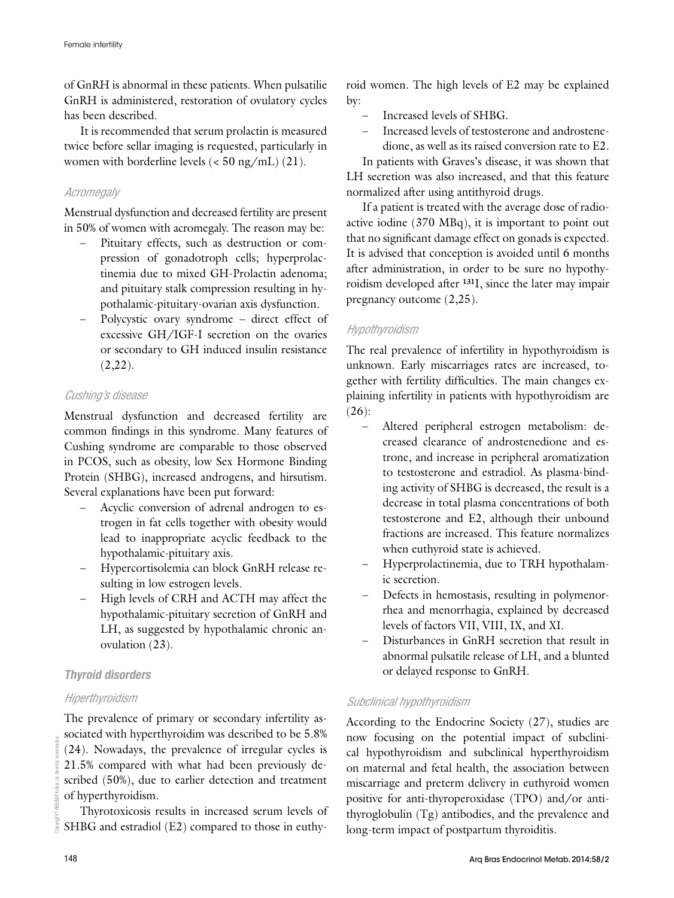of GnRH is abnormal in these patients. When pulsatile GnRH is administered, restoration of ovulatory cycles has been described.

It is recommended that serum prolactin is measured twice before sellar imaging is requested, particularly in women with borderline levels (< 50 ng/mL) (21).

### *Acromegaly*

Menstrual dysfunction and decreased fertility are present in 50% of women with acromegaly. The reason may be:

- Pituitary effects, such as destruction or compression of gonadotroph cells; hyperprolactinemia due to mixed GH-Prolactin adenoma; and pituitary stalk compression resulting in hypothalamic-pituitary-ovarian axis dysfunction.
- Polycystic ovary syndrome – direct effect of excessive GH/IGF-I secretion on the ovaries or secondary to GH induced insulin resistance (2,22).

### *Cushing's disease*

Menstrual dysfunction and decreased fertility are common findings in this syndrome. Many features of Cushing syndrome are comparable to those observed in PCOS, such as obesity, low Sex Hormone Binding Protein (SHBG), increased androgens, and hirsutism. Several explanations have been put forward:

- Acyclic conversion of adrenal androgen to estrogen in fat cells together with obesity would lead to inappropriate acyclic feedback to the hypothalamic-pituitary axis.
- Hypercortisolemia can block GnRH release resulting in low estrogen levels.
- High levels of CRH and ACTH may affect the hypothalamic-pituitary secretion of GnRH and LH, as suggested by hypothalamic chronic anovulation (23).

## **Thyroid disorders**

### *Hiperthyroidism*

The prevalence of primary or secondary infertility associated with hyperthyroidim was described to be 5.8% (24). Nowadays, the prevalence of irregular cycles is 21.5% compared with what had been previously described (50%), due to earlier detection and treatment of hyperthyroidism.

Thyrotoxicosis results in increased serum levels of SHBG and estradiol (E2) compared to those in euthyroid women. The high levels of E2 may be explained by:

- Increased levels of SHBG.
- Increased levels of testosterone and androstenedione, as well as its raised conversion rate to E2.

In patients with Graves's disease, it was shown that LH secretion was also increased, and that this feature normalized after using antithyroid drugs.

If a patient is treated with the average dose of radioactive iodine (370 MBq), it is important to point out that no significant damage effect on gonads is expected. It is advised that conception is avoided until 6 months after administration, in order to be sure no hypothyroidism developed after $^{131}$I, since the later may impair pregnancy outcome (2,25).

### *Hypothyroidism*

The real prevalence of infertility in hypothyroidism is unknown. Early miscarriages rates are increased, together with fertility difficulties. The main changes explaining infertility in patients with hypothyroidism are (26):

- Altered peripheral estrogen metabolism: decreased clearance of androstenedione and estrone, and increase in peripheral aromatization to testosterone and estradiol. As plasma-binding activity of SHBG is decreased, the result is a decrease in total plasma concentrations of both testosterone and E2, although their unbound fractions are increased. This feature normalizes when euthyroid state is achieved.
- Hyperprolactinemia, due to TRH hypothalamic secretion.
- Defects in hemostasis, resulting in polymenorrhea and menorrhagia, explained by decreased levels of factors VII, VIII, IX, and XI.
- Disturbances in GnRH secretion that result in abnormal pulsatile release of LH, and a blunted or delayed response to GnRH.

### *Subclinical hypothyroidism*

According to the Endocrine Society (27), studies are now focusing on the potential impact of subclinical hypothyroidism and subclinical hyperthyroidism on maternal and fetal health, the association between miscarriage and preterm delivery in euthyroid women positive for anti-thyroperoxidase (TPO) and/or antithyroglobulin (Tg) antibodies, and the prevalence and long-term impact of postpartum thyroiditis.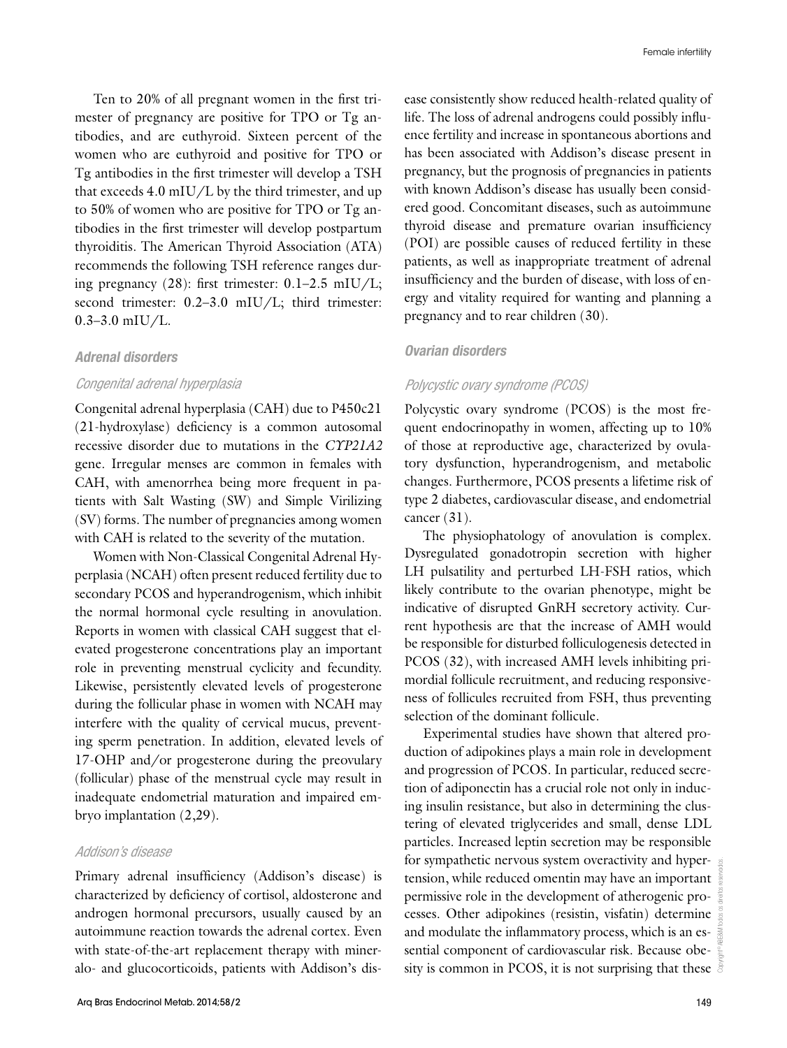Ten to 20% of all pregnant women in the first trimester of pregnancy are positive for TPO or Tg antibodies, and are euthyroid. Sixteen percent of the women who are euthyroid and positive for TPO or Tg antibodies in the first trimester will develop a TSH that exceeds 4.0 mIU/L by the third trimester, and up to 50% of women who are positive for TPO or Tg antibodies in the first trimester will develop postpartum thyroiditis. The American Thyroid Association (ATA) recommends the following TSH reference ranges during pregnancy (28): first trimester: 0.1–2.5 mIU/L; second trimester: 0.2–3.0 mIU/L; third trimester: 0.3–3.0 mIU/L.

### *Adrenal disorders*

#### *Congenital adrenal hyperplasia*

Congenital adrenal hyperplasia (CAH) due to P450c21 (21-hydroxylase) deficiency is a common autosomal recessive disorder due to mutations in the *CYP21A2* gene. Irregular menses are common in females with CAH, with amenorrhea being more frequent in patients with Salt Wasting (SW) and Simple Virilizing (SV) forms. The number of pregnancies among women with CAH is related to the severity of the mutation.

Women with Non-Classical Congenital Adrenal Hyperplasia (NCAH) often present reduced fertility due to secondary PCOS and hyperandrogenism, which inhibit the normal hormonal cycle resulting in anovulation. Reports in women with classical CAH suggest that elevated progesterone concentrations play an important role in preventing menstrual cyclicity and fecundity. Likewise, persistently elevated levels of progesterone during the follicular phase in women with NCAH may interfere with the quality of cervical mucus, preventing sperm penetration. In addition, elevated levels of 17-OHP and/or progesterone during the preovulary (follicular) phase of the menstrual cycle may result in inadequate endometrial maturation and impaired embryo implantation (2,29).

#### *Addison's disease*

Primary adrenal insufficiency (Addison's disease) is characterized by deficiency of cortisol, aldosterone and androgen hormonal precursors, usually caused by an autoimmune reaction towards the adrenal cortex. Even with state-of-the-art replacement therapy with mineralo- and glucocorticoids, patients with Addison's disease consistently show reduced health-related quality of life. The loss of adrenal androgens could possibly influence fertility and increase in spontaneous abortions and has been associated with Addison's disease present in pregnancy, but the prognosis of pregnancies in patients with known Addison's disease has usually been considered good. Concomitant diseases, such as autoimmune thyroid disease and premature ovarian insufficiency (POI) are possible causes of reduced fertility in these patients, as well as inappropriate treatment of adrenal insufficiency and the burden of disease, with loss of energy and vitality required for wanting and planning a pregnancy and to rear children (30).

### *Ovarian disorders*

#### *Polycystic ovary syndrome (PCOS)*

Polycystic ovary syndrome (PCOS) is the most frequent endocrinopathy in women, affecting up to 10% of those at reproductive age, characterized by ovulatory dysfunction, hyperandrogenism, and metabolic changes. Furthermore, PCOS presents a lifetime risk of type 2 diabetes, cardiovascular disease, and endometrial cancer (31).

The physiophatology of anovulation is complex. Dysregulated gonadotropin secretion with higher LH pulsatility and perturbed LH-FSH ratios, which likely contribute to the ovarian phenotype, might be indicative of disrupted GnRH secretory activity. Current hypothesis are that the increase of AMH would be responsible for disturbed folliculogenesis detected in PCOS (32), with increased AMH levels inhibiting primordial follicule recruitment, and reducing responsiveness of follicules recruited from FSH, thus preventing selection of the dominant follicule.

Experimental studies have shown that altered production of adipokines plays a main role in development and progression of PCOS. In particular, reduced secretion of adiponectin has a crucial role not only in inducing insulin resistance, but also in determining the clustering of elevated triglycerides and small, dense LDL particles. Increased leptin secretion may be responsible for sympathetic nervous system overactivity and hypertension, while reduced omentin may have an important permissive role in the development of atherogenic processes. Other adipokines (resistin, visfatin) determine and modulate the inflammatory process, which is an essential component of cardiovascular risk. Because obesity is common in PCOS, it is not surprising that these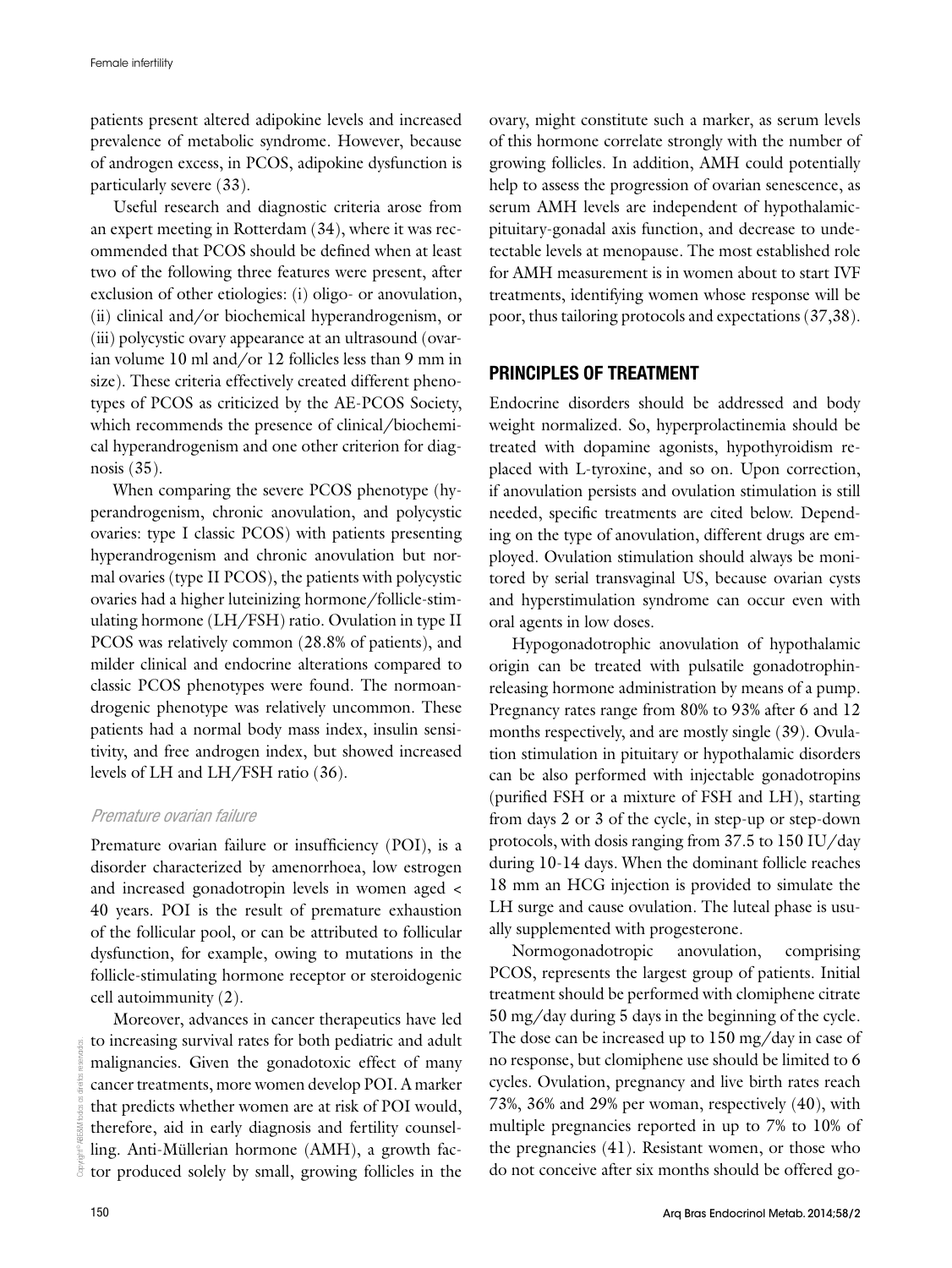patients present altered adipokine levels and increased prevalence of metabolic syndrome. However, because of androgen excess, in PCOS, adipokine dysfunction is particularly severe (33).

Useful research and diagnostic criteria arose from an expert meeting in Rotterdam (34), where it was recommended that PCOS should be defined when at least two of the following three features were present, after exclusion of other etiologies: (i) oligo- or anovulation, (ii) clinical and/or biochemical hyperandrogenism, or (iii) polycystic ovary appearance at an ultrasound (ovarian volume 10 ml and/or 12 follicles less than 9 mm in size). These criteria effectively created different phenotypes of PCOS as criticized by the AE-PCOS Society, which recommends the presence of clinical/biochemical hyperandrogenism and one other criterion for diagnosis (35).

When comparing the severe PCOS phenotype (hyperandrogenism, chronic anovulation, and polycystic ovaries: type I classic PCOS) with patients presenting hyperandrogenism and chronic anovulation but normal ovaries (type II PCOS), the patients with polycystic ovaries had a higher luteinizing hormone/follicle-stimulating hormone (LH/FSH) ratio. Ovulation in type II PCOS was relatively common (28.8% of patients), and milder clinical and endocrine alterations compared to classic PCOS phenotypes were found. The normoandrogenic phenotype was relatively uncommon. These patients had a normal body mass index, insulin sensitivity, and free androgen index, but showed increased levels of LH and LH/FSH ratio (36).

### *Premature ovarian failure*

Premature ovarian failure or insufficiency (POI), is a disorder characterized by amenorrhoea, low estrogen and increased gonadotropin levels in women aged < 40 years. POI is the result of premature exhaustion of the follicular pool, or can be attributed to follicular dysfunction, for example, owing to mutations in the follicle-stimulating hormone receptor or steroidogenic cell autoimmunity (2).

Moreover, advances in cancer therapeutics have led to increasing survival rates for both pediatric and adult malignancies. Given the gonadotoxic effect of many cancer treatments, more women develop POI. A marker that predicts whether women are at risk of POI would, therefore, aid in early diagnosis and fertility counselling. Anti-Müllerian hormone (AMH), a growth factor produced solely by small, growing follicles in the ovary, might constitute such a marker, as serum levels of this hormone correlate strongly with the number of growing follicles. In addition, AMH could potentially help to assess the progression of ovarian senescence, as serum AMH levels are independent of hypothalamic-pituitary-gonadal axis function, and decrease to undetectable levels at menopause. The most established role for AMH measurement is in women about to start IVF treatments, identifying women whose response will be poor, thus tailoring protocols and expectations (37,38).

## PRINCIPLES OF TREATMENT

Endocrine disorders should be addressed and body weight normalized. So, hyperprolactinemia should be treated with dopamine agonists, hypothyroidism replaced with L-tyroxine, and so on. Upon correction, if anovulation persists and ovulation stimulation is still needed, specific treatments are cited below. Depending on the type of anovulation, different drugs are employed. Ovulation stimulation should always be monitored by serial transvaginal US, because ovarian cysts and hyperstimulation syndrome can occur even with oral agents in low doses.

Hypogonadotrophic anovulation of hypothalamic origin can be treated with pulsatile gonadotrophin-releasing hormone administration by means of a pump. Pregnancy rates range from 80% to 93% after 6 and 12 months respectively, and are mostly single (39). Ovulation stimulation in pituitary or hypothalamic disorders can be also performed with injectable gonadotropins (purified FSH or a mixture of FSH and LH), starting from days 2 or 3 of the cycle, in step-up or step-down protocols, with dosis ranging from 37.5 to 150 IU/day during 10-14 days. When the dominant follicle reaches 18 mm an HCG injection is provided to simulate the LH surge and cause ovulation. The luteal phase is usually supplemented with progesterone.

Normogonadotropic anovulation, comprising PCOS, represents the largest group of patients. Initial treatment should be performed with clomiphene citrate 50 mg/day during 5 days in the beginning of the cycle. The dose can be increased up to 150 mg/day in case of no response, but clomiphene use should be limited to 6 cycles. Ovulation, pregnancy and live birth rates reach 73%, 36% and 29% per woman, respectively (40), with multiple pregnancies reported in up to 7% to 10% of the pregnancies (41). Resistant women, or those who do not conceive after six months should be offered go-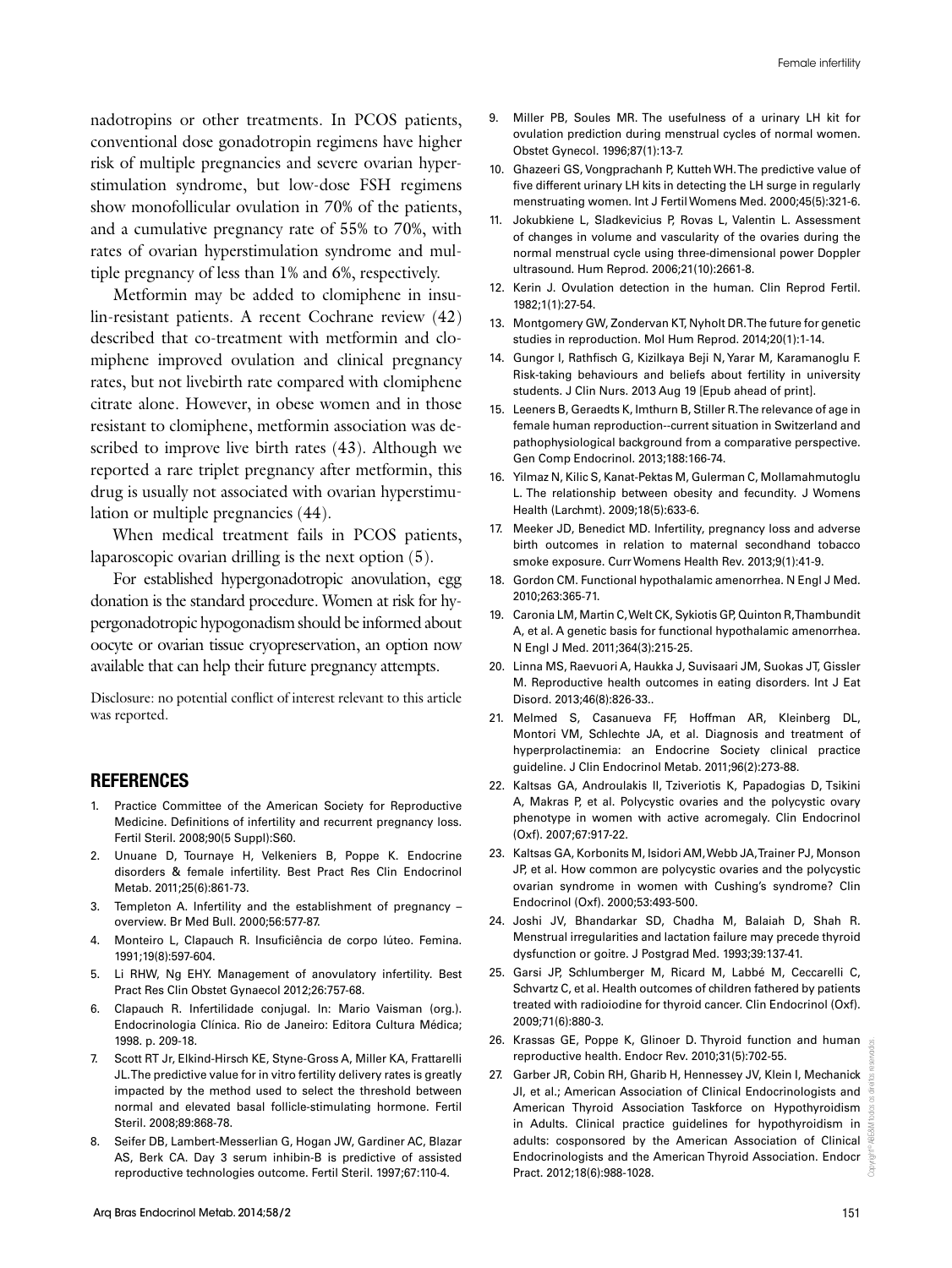nadotropins or other treatments. In PCOS patients, conventional dose gonadotropin regimens have higher risk of multiple pregnancies and severe ovarian hyperstimulation syndrome, but low-dose FSH regimens show monofollicular ovulation in 70% of the patients, and a cumulative pregnancy rate of 55% to 70%, with rates of ovarian hyperstimulation syndrome and multiple pregnancy of less than 1% and 6%, respectively.

Metformin may be added to clomiphene in insulin-resistant patients. A recent Cochrane review (42) described that co-treatment with metformin and clomiphene improved ovulation and clinical pregnancy rates, but not livebirth rate compared with clomiphene citrate alone. However, in obese women and in those resistant to clomiphene, metformin association was described to improve live birth rates (43). Although we reported a rare triplet pregnancy after metformin, this drug is usually not associated with ovarian hyperstimulation or multiple pregnancies (44).

When medical treatment fails in PCOS patients, laparoscopic ovarian drilling is the next option (5).

For established hypergonadotropic anovulation, egg donation is the standard procedure. Women at risk for hypergonadotropic hypogonadism should be informed about oocyte or ovarian tissue cryopreservation, an option now available that can help their future pregnancy attempts.

Disclosure: no potential conflict of interest relevant to this article was reported.

## REFERENCES

1. Practice Committee of the American Society for Reproductive Medicine. Definitions of infertility and recurrent pregnancy loss. Fertil Steril. 2008;90(5 Suppl):S60.
2. Unuane D, Tournaye H, Velkeniers B, Poppe K. Endocrine disorders & female infertility. Best Pract Res Clin Endocrinol Metab. 2011;25(6):861-73.
3. Templeton A. Infertility and the establishment of pregnancy – overview. Br Med Bull. 2000;56:577-87.
4. Monteiro L, Clapauch R. Insuficiência de corpo lúteo. Femina. 1991;19(8):597-604.
5. Li RHW, Ng EHY. Management of anovulatory infertility. Best Pract Res Clin Obstet Gynaecol 2012;26:757-68.
6. Clapauch R. Infertilidade conjugal. In: Mario Vaisman (org.). Endocrinologia Clínica. Rio de Janeiro: Editora Cultura Médica; 1998. p. 209-18.
7. Scott RT Jr, Elkind-Hirsch KE, Styne-Gross A, Miller KA, Frattarelli JL. The predictive value for in vitro fertility delivery rates is greatly impacted by the method used to select the threshold between normal and elevated basal follicle-stimulating hormone. Fertil Steril. 2008;89:868-78.
8. Seifer DB, Lambert-Messerlian G, Hogan JW, Gardiner AC, Blazar AS, Berk CA. Day 3 serum inhibin-B is predictive of assisted reproductive technologies outcome. Fertil Steril. 1997;67:110-4.
9. Miller PB, Soules MR. The usefulness of a urinary LH kit for ovulation prediction during menstrual cycles of normal women. Obstet Gynecol. 1996;87(1):13-7.
10. Ghazeeri GS, Vongprachanh P, Kutteh WH. The predictive value of five different urinary LH kits in detecting the LH surge in regularly menstruating women. Int J Fertil Womens Med. 2000;45(5):321-6.
11. Jokubkiene L, Sladkevicius P, Rovas L, Valentin L. Assessment of changes in volume and vascularity of the ovaries during the normal menstrual cycle using three-dimensional power Doppler ultrasound. Hum Reprod. 2006;21(10):2661-8.
12. Kerin J. Ovulation detection in the human. Clin Reprod Fertil. 1982;1(1):27-54.
13. Montgomery GW, Zondervan KT, Nyholt DR. The future for genetic studies in reproduction. Mol Hum Reprod. 2014;20(1):1-14.
14. Gungor I, Rathfisch G, Kizilkaya Beji N, Yarar M, Karamanoglu F. Risk-taking behaviours and beliefs about fertility in university students. J Clin Nurs. 2013 Aug 19 [Epub ahead of print].
15. Leeners B, Geraedts K, Imthurn B, Stiller R. The relevance of age in female human reproduction--current situation in Switzerland and pathophysiological background from a comparative perspective. Gen Comp Endocrinol. 2013;188:166-74.
16. Yilmaz N, Kilic S, Kanat-Pektas M, Gulerman C, Mollamahmutoglu L. The relationship between obesity and fecundity. J Womens Health (Larchmt). 2009;18(5):633-6.
17. Meeker JD, Benedict MD. Infertility, pregnancy loss and adverse birth outcomes in relation to maternal secondhand tobacco smoke exposure. Curr Womens Health Rev. 2013;9(1):41-9.
18. Gordon CM. Functional hypothalamic amenorrhea. N Engl J Med. 2010;263:365-71.
19. Caronia LM, Martin C, Welt CK, Sykiotis GP, Quinton R, Thambundit A, et al. A genetic basis for functional hypothalamic amenorrhea. N Engl J Med. 2011;364(3):215-25.
20. Linna MS, Raevuori A, Haukka J, Suvisaari JM, Suokas JT, Gissler M. Reproductive health outcomes in eating disorders. Int J Eat Disord. 2013;46(8):826-33..
21. Melmed S, Casanueva FF, Hoffman AR, Kleinberg DL, Montori VM, Schlechte JA, et al. Diagnosis and treatment of hyperprolactinemia: an Endocrine Society clinical practice guideline. J Clin Endocrinol Metab. 2011;96(2):273-88.
22. Kaltsas GA, Androulakis II, Tziveriotis K, Papadogias D, Tsikini A, Makras P, et al. Polycystic ovaries and the polycystic ovary phenotype in women with active acromegaly. Clin Endocrinol (Oxf). 2007;67:917-22.
23. Kaltsas GA, Korbonits M, Isidori AM, Webb JA, Trainer PJ, Monson JP, et al. How common are polycystic ovaries and the polycystic ovarian syndrome in women with Cushing's syndrome? Clin Endocrinol (Oxf). 2000;53:493-500.
24. Joshi JV, Bhandarkar SD, Chadha M, Balaiah D, Shah R. Menstrual irregularities and lactation failure may precede thyroid dysfunction or goitre. J Postgrad Med. 1993;39:137-41.
25. Garsi JP, Schlumberger M, Ricard M, Labbé M, Ceccarelli C, Schvartz C, et al. Health outcomes of children fathered by patients treated with radioiodine for thyroid cancer. Clin Endocrinol (Oxf). 2009;71(6):880-3.
26. Krassas GE, Poppe K, Glinoer D. Thyroid function and human reproductive health. Endocr Rev. 2010;31(5):702-55.
27. Garber JR, Cobin RH, Gharib H, Hennessey JV, Klein I, Mechanick JI, et al.; American Association of Clinical Endocrinologists and American Thyroid Association Taskforce on Hypothyroidism in Adults. Clinical practice guidelines for hypothyroidism in adults: cosponsored by the American Association of Clinical Endocrinologists and the American Thyroid Association. Endocr Pract. 2012;18(6):988-1028.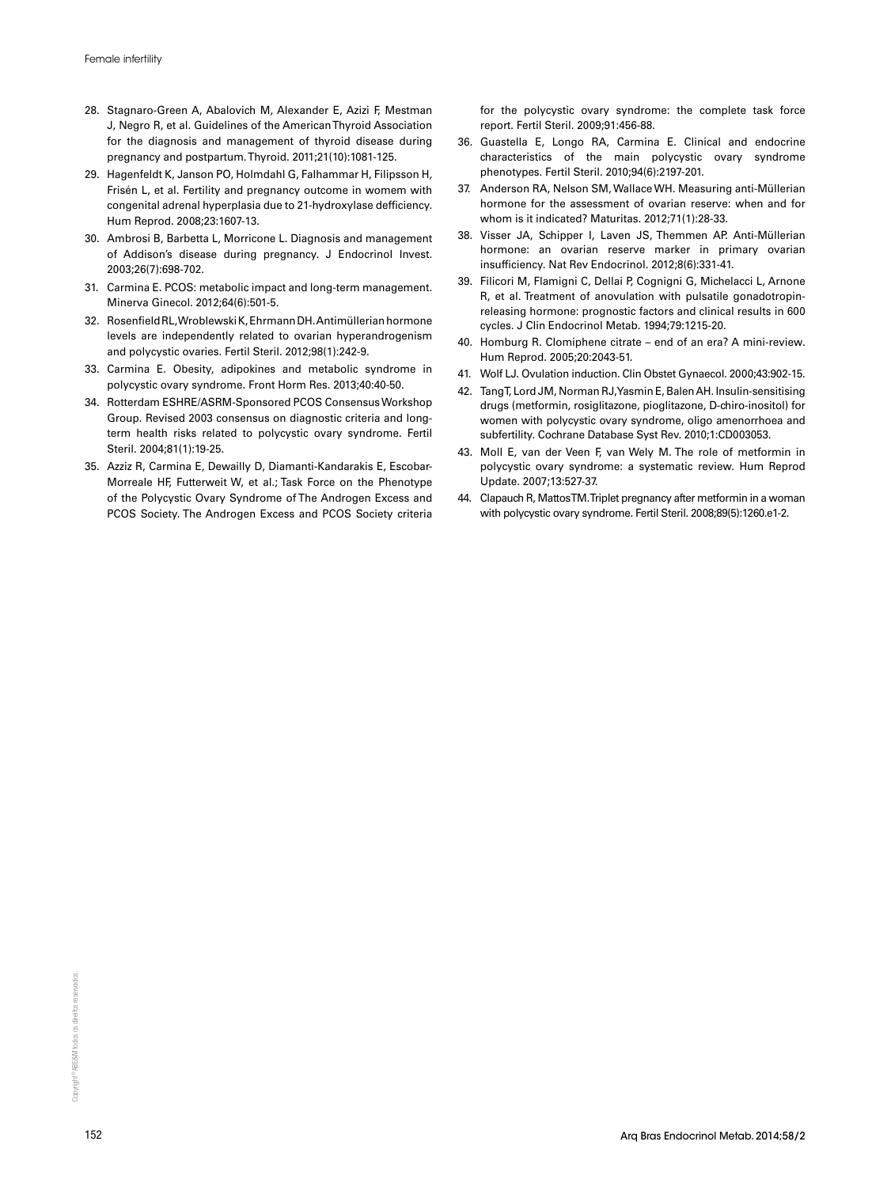28. Stagnaro-Green A, Abalovich M, Alexander E, Azizi F, Mestman J, Negro R, et al. Guidelines of the American Thyroid Association for the diagnosis and management of thyroid disease during pregnancy and postpartum. Thyroid. 2011;21(10):1081-125.
29. Hagenfeldt K, Janson PO, Holmdahl G, Falhammar H, Filipsson H, Frisén L, et al. Fertility and pregnancy outcome in womem with congenital adrenal hyperplasia due to 21-hydroxylase defficiency. Hum Reprod. 2008;23:1607-13.
30. Ambrosi B, Barbetta L, Morricone L. Diagnosis and management of Addison's disease during pregnancy. J Endocrinol Invest. 2003;26(7):698-702.
31. Carmina E. PCOS: metabolic impact and long-term management. Minerva Ginecol. 2012;64(6):501-5.
32. Rosenfield RL, Wroblewski K, Ehrmann DH. Antimüllerian hormone levels are independently related to ovarian hyperandrogenism and polycystic ovaries. Fertil Steril. 2012;98(1):242-9.
33. Carmina E. Obesity, adipokines and metabolic syndrome in polycystic ovary syndrome. Front Horm Res. 2013;40:40-50.
34. Rotterdam ESHRE/ASRM-Sponsored PCOS Consensus Workshop Group. Revised 2003 consensus on diagnostic criteria and long-term health risks related to polycystic ovary syndrome. Fertil Steril. 2004;81(1):19-25.
35. Azziz R, Carmina E, Dewailly D, Diamanti-Kandarakis E, Escobar-Morreale HF, Futterweit W, et al.; Task Force on the Phenotype of the Polycystic Ovary Syndrome of The Androgen Excess and PCOS Society. The Androgen Excess and PCOS Society criteria for the polycystic ovary syndrome: the complete task force report. Fertil Steril. 2009;91:456-88.
36. Guastella E, Longo RA, Carmina E. Clinical and endocrine characteristics of the main polycystic ovary syndrome phenotypes. Fertil Steril. 2010;94(6):2197-201.
37. Anderson RA, Nelson SM, Wallace WH. Measuring anti-Müllerian hormone for the assessment of ovarian reserve: when and for whom is it indicated? Maturitas. 2012;71(1):28-33.
38. Visser JA, Schipper I, Laven JS, Themmen AP. Anti-Müllerian hormone: an ovarian reserve marker in primary ovarian insufficiency. Nat Rev Endocrinol. 2012;8(6):331-41.
39. Filicori M, Flamigni C, Dellai P, Cognigni G, Michelacci L, Arnone R, et al. Treatment of anovulation with pulsatile gonadotropin-releasing hormone: prognostic factors and clinical results in 600 cycles. J Clin Endocrinol Metab. 1994;79:1215-20.
40. Homburg R. Clomiphene citrate – end of an era? A mini-review. Hum Reprod. 2005;20:2043-51.
41. Wolf LJ. Ovulation induction. Clin Obstet Gynaecol. 2000;43:902-15.
42. Tang T, Lord JM, Norman RJ, Yasmin E, Balen AH. Insulin-sensitising drugs (metformin, rosiglitazone, pioglitazone, D-chiro-inositol) for women with polycystic ovary syndrome, oligo amenorrhoea and subfertility. Cochrane Database Syst Rev. 2010;1:CD003053.
43. Moll E, van der Veen F, van Wely M. The role of metformin in polycystic ovary syndrome: a systematic review. Hum Reprod Update. 2007;13:527-37.
44. Clapauch R, Mattos TM. Triplet pregnancy after metformin in a woman with polycystic ovary syndrome. Fertil Steril. 2008;89(5):1260.e1-2.